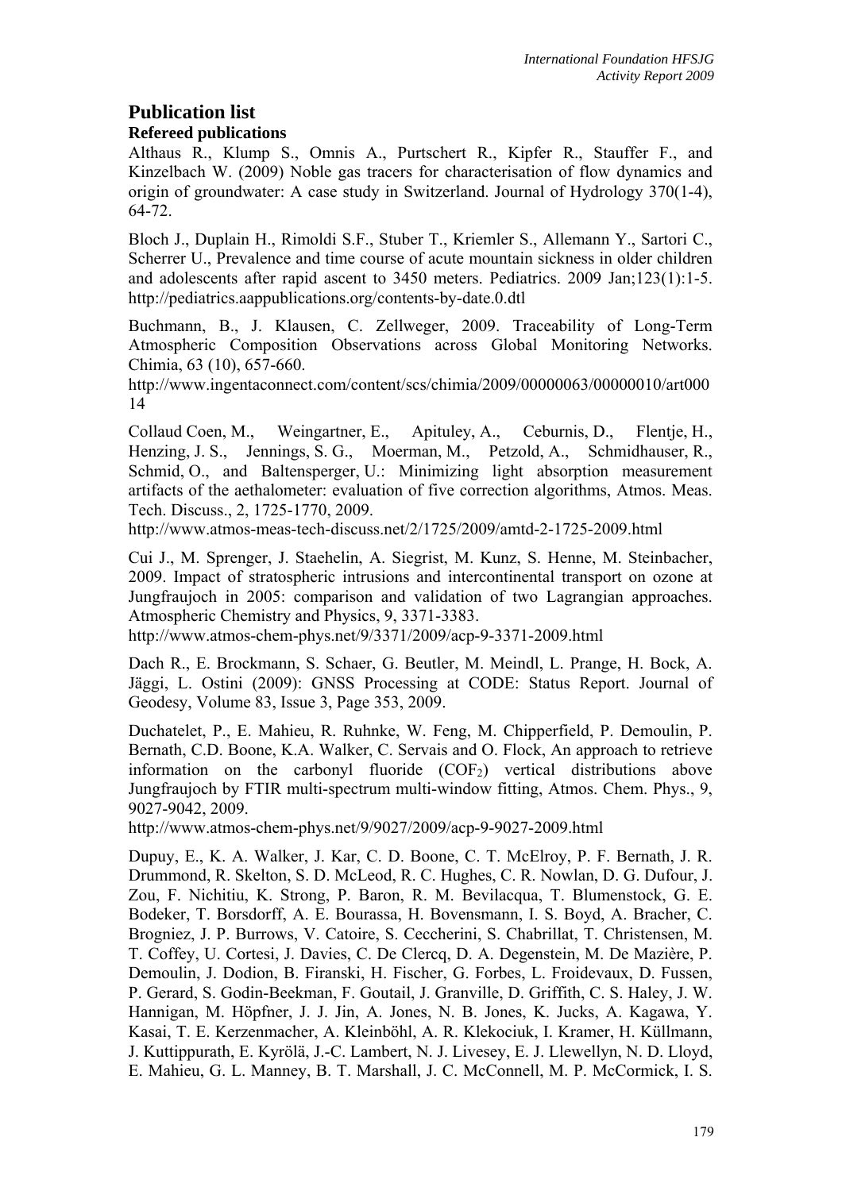# Publication list

## Refereed publications

Althaus R., Klump S., Omnis A., Purtschert R., Kipfer R., Stauffer F., and Kinzelbach W. (2009) Noble gas tracers for characterisation of flow dynamics and origin of groundwater: A case study in Switzerland. Journal of Hydrology 370(1-4), 64-72.

Bloch J., Duplain H., Rimoldi S.F., Stuber T., Kriemler S., Allemann Y., Sartori C., Scherrer U., Prevalence and time course of acute mountain sickness in older children and adolescents after rapid ascent to 3450 meters. Pediatrics. 2009 Jan;123(1):1-5. http://pediatrics.aappublications.org/contents-by-date.0.dtl

Buchmann, B., J. Klausen, C. Zellweger, 2009. Traceability of Long-Term Atmospheric Composition Observations across Global Monitoring Networks. Chimia, 63 (10), 657-660.
http://www.ingentaconnect.com/content/scs/chimia/2009/00000063/00000010/art00014

Collaud Coen, M., Weingartner, E., Apituley, A., Ceburnis, D., Flentje, H., Henzing, J. S., Jennings, S. G., Moerman, M., Petzold, A., Schmidhauser, R., Schmid, O., and Baltensperger, U.: Minimizing light absorption measurement artifacts of the aethalometer: evaluation of five correction algorithms, Atmos. Meas. Tech. Discuss., 2, 1725-1770, 2009.
http://www.atmos-meas-tech-discuss.net/2/1725/2009/amtd-2-1725-2009.html

Cui J., M. Sprenger, J. Staehelin, A. Siegrist, M. Kunz, S. Henne, M. Steinbacher, 2009. Impact of stratospheric intrusions and intercontinental transport on ozone at Jungfraujoch in 2005: comparison and validation of two Lagrangian approaches. Atmospheric Chemistry and Physics, 9, 3371-3383.
http://www.atmos-chem-phys.net/9/3371/2009/acp-9-3371-2009.html

Dach R., E. Brockmann, S. Schaer, G. Beutler, M. Meindl, L. Prange, H. Bock, A. Jäggi, L. Ostini (2009): GNSS Processing at CODE: Status Report. Journal of Geodesy, Volume 83, Issue 3, Page 353, 2009.

Duchatelet, P., E. Mahieu, R. Ruhnke, W. Feng, M. Chipperfield, P. Demoulin, P. Bernath, C.D. Boone, K.A. Walker, C. Servais and O. Flock, An approach to retrieve information on the carbonyl fluoride ($COF_2$) vertical distributions above Jungfraujoch by FTIR multi-spectrum multi-window fitting, Atmos. Chem. Phys., 9, 9027-9042, 2009.
http://www.atmos-chem-phys.net/9/9027/2009/acp-9-9027-2009.html

Dupuy, E., K. A. Walker, J. Kar, C. D. Boone, C. T. McElroy, P. F. Bernath, J. R. Drummond, R. Skelton, S. D. McLeod, R. C. Hughes, C. R. Nowlan, D. G. Dufour, J. Zou, F. Nichitiu, K. Strong, P. Baron, R. M. Bevilacqua, T. Blumenstock, G. E. Bodeker, T. Borsdorff, A. E. Bourassa, H. Bovensmann, I. S. Boyd, A. Bracher, C. Brogniez, J. P. Burrows, V. Catoire, S. Ceccherini, S. Chabrillat, T. Christensen, M. T. Coffey, U. Cortesi, J. Davies, C. De Clercq, D. A. Degenstein, M. De Mazière, P. Demoulin, J. Dodion, B. Firanski, H. Fischer, G. Forbes, L. Froidevaux, D. Fussen, P. Gerard, S. Godin-Beekman, F. Goutail, J. Granville, D. Griffith, C. S. Haley, J. W. Hannigan, M. Höpfner, J. J. Jin, A. Jones, N. B. Jones, K. Jucks, A. Kagawa, Y. Kasai, T. E. Kerzenmacher, A. Kleinböhl, A. R. Klekociuk, I. Kramer, H. Küllmann, J. Kuttippurath, E. Kyrölä, J.-C. Lambert, N. J. Livesey, E. J. Llewellyn, N. D. Lloyd, E. Mahieu, G. L. Manney, B. T. Marshall, J. C. McConnell, M. P. McCormick, I. S.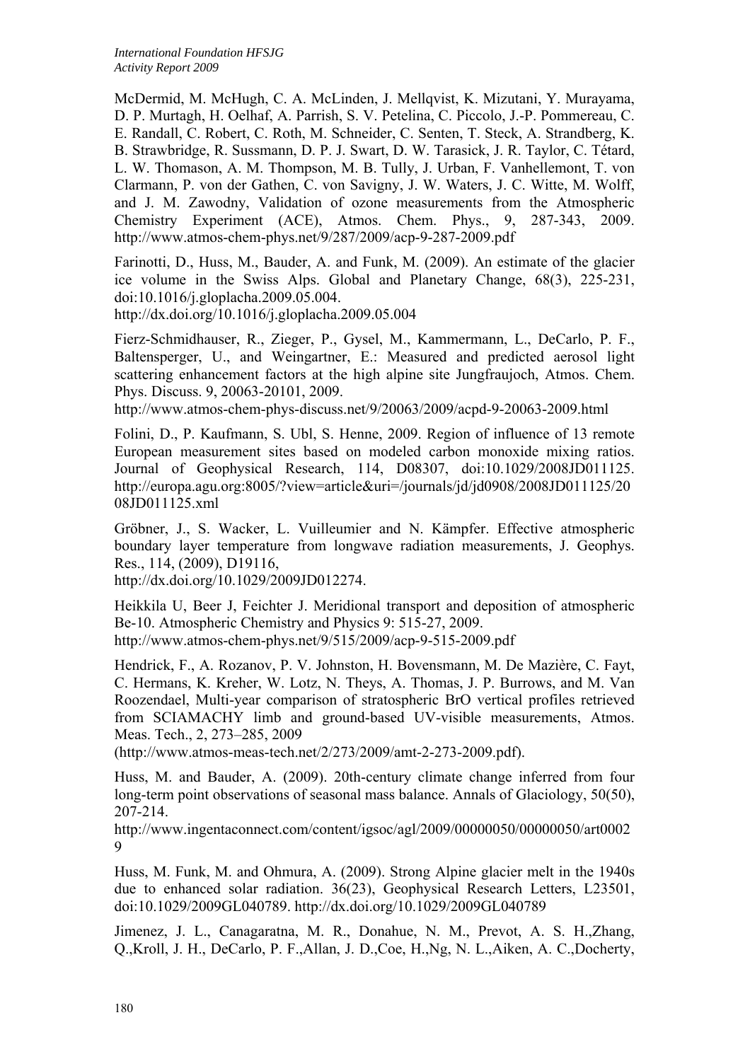McDermid, M. McHugh, C. A. McLinden, J. Mellqvist, K. Mizutani, Y. Murayama, D. P. Murtagh, H. Oelhaf, A. Parrish, S. V. Petelina, C. Piccolo, J.-P. Pommereau, C. E. Randall, C. Robert, C. Roth, M. Schneider, C. Senten, T. Steck, A. Strandberg, K. B. Strawbridge, R. Sussmann, D. P. J. Swart, D. W. Tarasick, J. R. Taylor, C. Tétard, L. W. Thomason, A. M. Thompson, M. B. Tully, J. Urban, F. Vanhellemont, T. von Clarmann, P. von der Gathen, C. von Savigny, J. W. Waters, J. C. Witte, M. Wolff, and J. M. Zawodny, Validation of ozone measurements from the Atmospheric Chemistry Experiment (ACE), Atmos. Chem. Phys., 9, 287-343, 2009. http://www.atmos-chem-phys.net/9/287/2009/acp-9-287-2009.pdf

Farinotti, D., Huss, M., Bauder, A. and Funk, M. (2009). An estimate of the glacier ice volume in the Swiss Alps. Global and Planetary Change, 68(3), 225-231, doi:10.1016/j.gloplacha.2009.05.004.
http://dx.doi.org/10.1016/j.gloplacha.2009.05.004

Fierz-Schmidhauser, R., Zieger, P., Gysel, M., Kammermann, L., DeCarlo, P. F., Baltensperger, U., and Weingartner, E.: Measured and predicted aerosol light scattering enhancement factors at the high alpine site Jungfraujoch, Atmos. Chem. Phys. Discuss. 9, 20063-20101, 2009.
http://www.atmos-chem-phys-discuss.net/9/20063/2009/acpd-9-20063-2009.html

Folini, D., P. Kaufmann, S. Ubl, S. Henne, 2009. Region of influence of 13 remote European measurement sites based on modeled carbon monoxide mixing ratios. Journal of Geophysical Research, 114, D08307, doi:10.1029/2008JD011125. http://europa.agu.org:8005/?view=article&uri=/journals/jd/jd0908/2008JD011125/2008JD011125.xml

Gröbner, J., S. Wacker, L. Vuilleumier and N. Kämpfer. Effective atmospheric boundary layer temperature from longwave radiation measurements, J. Geophys. Res., 114, (2009), D19116,
http://dx.doi.org/10.1029/2009JD012274.

Heikkila U, Beer J, Feichter J. Meridional transport and deposition of atmospheric Be-10. Atmospheric Chemistry and Physics 9: 515-27, 2009.
http://www.atmos-chem-phys.net/9/515/2009/acp-9-515-2009.pdf

Hendrick, F., A. Rozanov, P. V. Johnston, H. Bovensmann, M. De Mazière, C. Fayt, C. Hermans, K. Kreher, W. Lotz, N. Theys, A. Thomas, J. P. Burrows, and M. Van Roozendael, Multi-year comparison of stratospheric BrO vertical profiles retrieved from SCIAMACHY limb and ground-based UV-visible measurements, Atmos. Meas. Tech., 2, 273–285, 2009
(http://www.atmos-meas-tech.net/2/273/2009/amt-2-273-2009.pdf).

Huss, M. and Bauder, A. (2009). 20th-century climate change inferred from four long-term point observations of seasonal mass balance. Annals of Glaciology, 50(50), 207-214.
http://www.ingentaconnect.com/content/igsoc/agl/2009/00000050/00000050/art00029

Huss, M. Funk, M. and Ohmura, A. (2009). Strong Alpine glacier melt in the 1940s due to enhanced solar radiation. 36(23), Geophysical Research Letters, L23501, doi:10.1029/2009GL040789. http://dx.doi.org/10.1029/2009GL040789

Jimenez, J. L., Canagaratna, M. R., Donahue, N. M., Prevot, A. S. H.,Zhang, Q.,Kroll, J. H., DeCarlo, P. F.,Allan, J. D.,Coe, H.,Ng, N. L.,Aiken, A. C.,Docherty,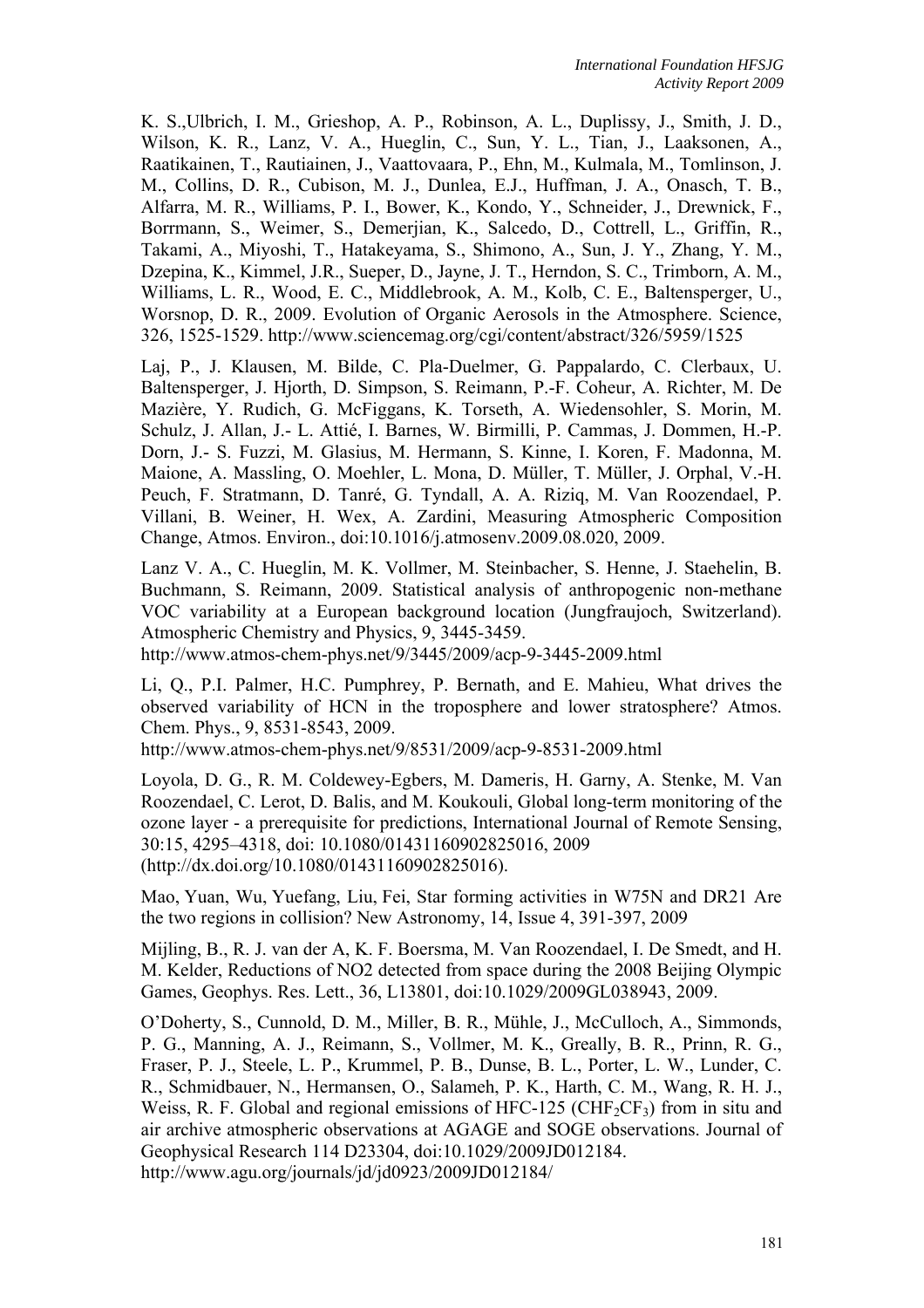K. S.,Ulbrich, I. M., Grieshop, A. P., Robinson, A. L., Duplissy, J., Smith, J. D., Wilson, K. R., Lanz, V. A., Hueglin, C., Sun, Y. L., Tian, J., Laaksonen, A., Raatikainen, T., Rautiainen, J., Vaattovaara, P., Ehn, M., Kulmala, M., Tomlinson, J. M., Collins, D. R., Cubison, M. J., Dunlea, E.J., Huffman, J. A., Onasch, T. B., Alfarra, M. R., Williams, P. I., Bower, K., Kondo, Y., Schneider, J., Drewnick, F., Borrmann, S., Weimer, S., Demerjian, K., Salcedo, D., Cottrell, L., Griffin, R., Takami, A., Miyoshi, T., Hatakeyama, S., Shimono, A., Sun, J. Y., Zhang, Y. M., Dzepina, K., Kimmel, J.R., Sueper, D., Jayne, J. T., Herndon, S. C., Trimborn, A. M., Williams, L. R., Wood, E. C., Middlebrook, A. M., Kolb, C. E., Baltensperger, U., Worsnop, D. R., 2009. Evolution of Organic Aerosols in the Atmosphere. Science, 326, 1525-1529. http://www.sciencemag.org/cgi/content/abstract/326/5959/1525

Laj, P., J. Klausen, M. Bilde, C. Pla-Duelmer, G. Pappalardo, C. Clerbaux, U. Baltensperger, J. Hjorth, D. Simpson, S. Reimann, P.-F. Coheur, A. Richter, M. De Mazière, Y. Rudich, G. McFiggans, K. Torseth, A. Wiedensohler, S. Morin, M. Schulz, J. Allan, J.- L. Attié, I. Barnes, W. Birmilli, P. Cammas, J. Dommen, H.-P. Dorn, J.- S. Fuzzi, M. Glasius, M. Hermann, S. Kinne, I. Koren, F. Madonna, M. Maione, A. Massling, O. Moehler, L. Mona, D. Müller, T. Müller, J. Orphal, V.-H. Peuch, F. Stratmann, D. Tanré, G. Tyndall, A. A. Riziq, M. Van Roozendael, P. Villani, B. Weiner, H. Wex, A. Zardini, Measuring Atmospheric Composition Change, Atmos. Environ., doi:10.1016/j.atmosenv.2009.08.020, 2009.

Lanz V. A., C. Hueglin, M. K. Vollmer, M. Steinbacher, S. Henne, J. Staehelin, B. Buchmann, S. Reimann, 2009. Statistical analysis of anthropogenic non-methane VOC variability at a European background location (Jungfraujoch, Switzerland). Atmospheric Chemistry and Physics, 9, 3445-3459.
http://www.atmos-chem-phys.net/9/3445/2009/acp-9-3445-2009.html

Li, Q., P.I. Palmer, H.C. Pumphrey, P. Bernath, and E. Mahieu, What drives the observed variability of HCN in the troposphere and lower stratosphere? Atmos. Chem. Phys., 9, 8531-8543, 2009.
http://www.atmos-chem-phys.net/9/8531/2009/acp-9-8531-2009.html

Loyola, D. G., R. M. Coldewey-Egbers, M. Dameris, H. Garny, A. Stenke, M. Van Roozendael, C. Lerot, D. Balis, and M. Koukouli, Global long-term monitoring of the ozone layer - a prerequisite for predictions, International Journal of Remote Sensing, 30:15, 4295–4318, doi: 10.1080/01431160902825016, 2009 (http://dx.doi.org/10.1080/01431160902825016).

Mao, Yuan, Wu, Yuefang, Liu, Fei, Star forming activities in W75N and DR21 Are the two regions in collision? New Astronomy, 14, Issue 4, 391-397, 2009

Mijling, B., R. J. van der A, K. F. Boersma, M. Van Roozendael, I. De Smedt, and H. M. Kelder, Reductions of NO2 detected from space during the 2008 Beijing Olympic Games, Geophys. Res. Lett., 36, L13801, doi:10.1029/2009GL038943, 2009.

O'Doherty, S., Cunnold, D. M., Miller, B. R., Mühle, J., McCulloch, A., Simmonds, P. G., Manning, A. J., Reimann, S., Vollmer, M. K., Greally, B. R., Prinn, R. G., Fraser, P. J., Steele, L. P., Krummel, P. B., Dunse, B. L., Porter, L. W., Lunder, C. R., Schmidbauer, N., Hermansen, O., Salameh, P. K., Harth, C. M., Wang, R. H. J., Weiss, R. F. Global and regional emissions of HFC-125 ($CHF_2CF_3$) from in situ and air archive atmospheric observations at AGAGE and SOGE observations. Journal of Geophysical Research 114 D23304, doi:10.1029/2009JD012184.
http://www.agu.org/journals/jd/jd0923/2009JD012184/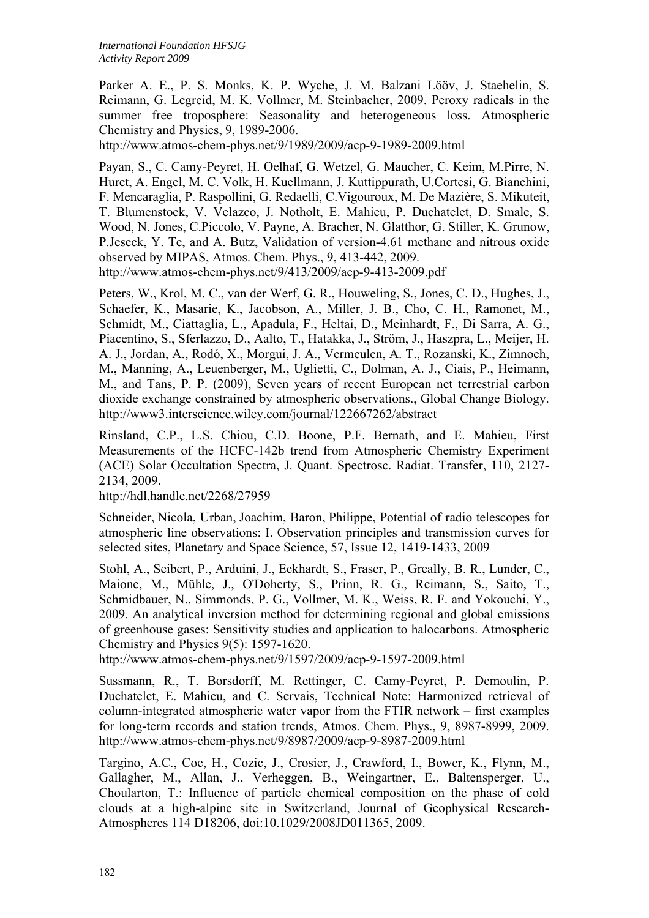Parker A. E., P. S. Monks, K. P. Wyche, J. M. Balzani Lööv, J. Staehelin, S. Reimann, G. Legreid, M. K. Vollmer, M. Steinbacher, 2009. Peroxy radicals in the summer free troposphere: Seasonality and heterogeneous loss. Atmospheric Chemistry and Physics, 9, 1989-2006.
http://www.atmos-chem-phys.net/9/1989/2009/acp-9-1989-2009.html

Payan, S., C. Camy-Peyret, H. Oelhaf, G. Wetzel, G. Maucher, C. Keim, M.Pirre, N. Huret, A. Engel, M. C. Volk, H. Kuellmann, J. Kuttippurath, U.Cortesi, G. Bianchini, F. Mencaraglia, P. Raspollini, G. Redaelli, C.Vigouroux, M. De Mazière, S. Mikuteit, T. Blumenstock, V. Velazco, J. Notholt, E. Mahieu, P. Duchatelet, D. Smale, S. Wood, N. Jones, C.Piccolo, V. Payne, A. Bracher, N. Glatthor, G. Stiller, K. Grunow, P.Jeseck, Y. Te, and A. Butz, Validation of version-4.61 methane and nitrous oxide observed by MIPAS, Atmos. Chem. Phys., 9, 413-442, 2009.
http://www.atmos-chem-phys.net/9/413/2009/acp-9-413-2009.pdf

Peters, W., Krol, M. C., van der Werf, G. R., Houweling, S., Jones, C. D., Hughes, J., Schaefer, K., Masarie, K., Jacobson, A., Miller, J. B., Cho, C. H., Ramonet, M., Schmidt, M., Ciattaglia, L., Apadula, F., Heltai, D., Meinhardt, F., Di Sarra, A. G., Piacentino, S., Sferlazzo, D., Aalto, T., Hatakka, J., Ström, J., Haszpra, L., Meijer, H. A. J., Jordan, A., Rodó, X., Morgui, J. A., Vermeulen, A. T., Rozanski, K., Zimnoch, M., Manning, A., Leuenberger, M., Uglietti, C., Dolman, A. J., Ciais, P., Heimann, M., and Tans, P. P. (2009), Seven years of recent European net terrestrial carbon dioxide exchange constrained by atmospheric observations., Global Change Biology.
http://www3.interscience.wiley.com/journal/122667262/abstract

Rinsland, C.P., L.S. Chiou, C.D. Boone, P.F. Bernath, and E. Mahieu, First Measurements of the HCFC-142b trend from Atmospheric Chemistry Experiment (ACE) Solar Occultation Spectra, J. Quant. Spectrosc. Radiat. Transfer, 110, 2127-2134, 2009.
http://hdl.handle.net/2268/27959

Schneider, Nicola, Urban, Joachim, Baron, Philippe, Potential of radio telescopes for atmospheric line observations: I. Observation principles and transmission curves for selected sites, Planetary and Space Science, 57, Issue 12, 1419-1433, 2009

Stohl, A., Seibert, P., Arduini, J., Eckhardt, S., Fraser, P., Greally, B. R., Lunder, C., Maione, M., Mühle, J., O'Doherty, S., Prinn, R. G., Reimann, S., Saito, T., Schmidbauer, N., Simmonds, P. G., Vollmer, M. K., Weiss, R. F. and Yokouchi, Y., 2009. An analytical inversion method for determining regional and global emissions of greenhouse gases: Sensitivity studies and application to halocarbons. Atmospheric Chemistry and Physics 9(5): 1597-1620.
http://www.atmos-chem-phys.net/9/1597/2009/acp-9-1597-2009.html

Sussmann, R., T. Borsdorff, M. Rettinger, C. Camy-Peyret, P. Demoulin, P. Duchatelet, E. Mahieu, and C. Servais, Technical Note: Harmonized retrieval of column-integrated atmospheric water vapor from the FTIR network – first examples for long-term records and station trends, Atmos. Chem. Phys., 9, 8987-8999, 2009.
http://www.atmos-chem-phys.net/9/8987/2009/acp-9-8987-2009.html

Targino, A.C., Coe, H., Cozic, J., Crosier, J., Crawford, I., Bower, K., Flynn, M., Gallagher, M., Allan, J., Verheggen, B., Weingartner, E., Baltensperger, U., Choularton, T.: Influence of particle chemical composition on the phase of cold clouds at a high-alpine site in Switzerland, Journal of Geophysical Research-Atmospheres 114 D18206, doi:10.1029/2008JD011365, 2009.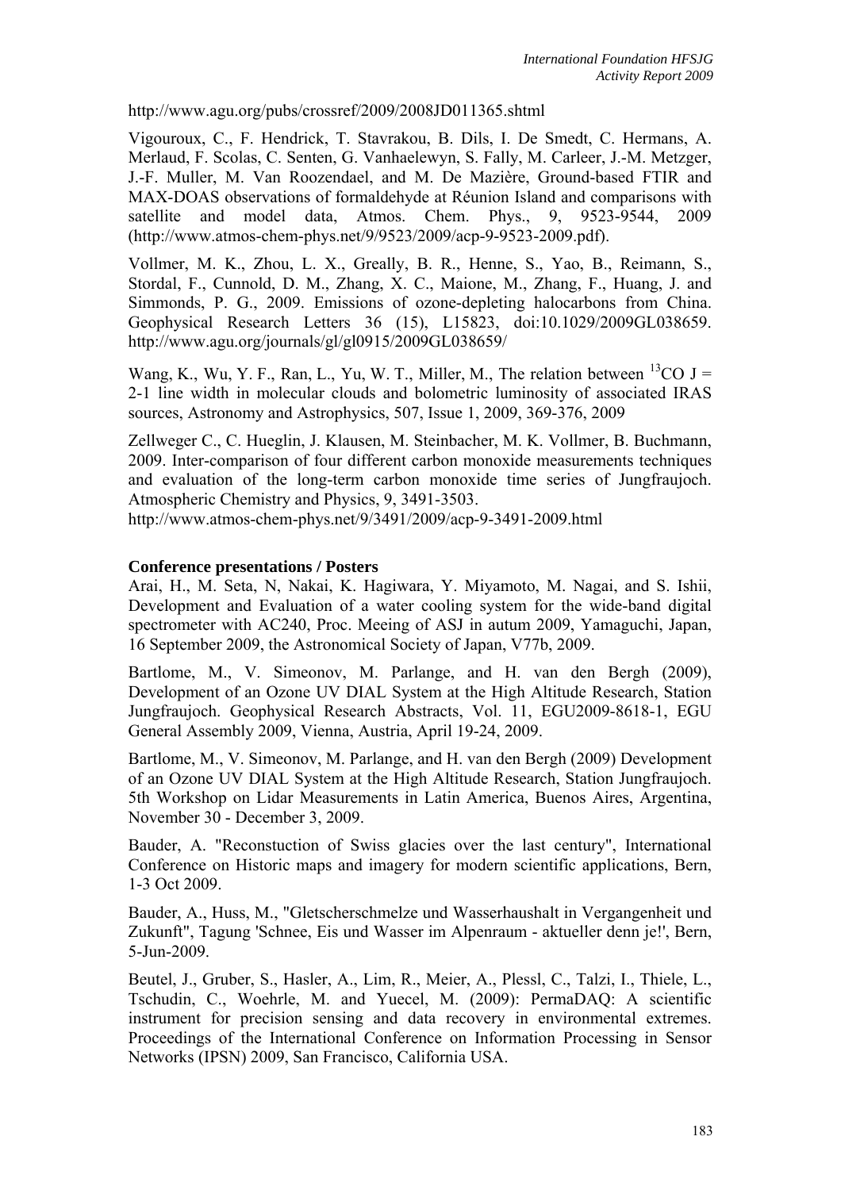http://www.agu.org/pubs/crossref/2009/2008JD011365.shtml

Vigouroux, C., F. Hendrick, T. Stavrakou, B. Dils, I. De Smedt, C. Hermans, A. Merlaud, F. Scolas, C. Senten, G. Vanhaelewyn, S. Fally, M. Carleer, J.-M. Metzger, J.-F. Muller, M. Van Roozendael, and M. De Mazière, Ground-based FTIR and MAX-DOAS observations of formaldehyde at Réunion Island and comparisons with satellite and model data, Atmos. Chem. Phys., 9, 9523-9544, 2009 (http://www.atmos-chem-phys.net/9/9523/2009/acp-9-9523-2009.pdf).

Vollmer, M. K., Zhou, L. X., Greally, B. R., Henne, S., Yao, B., Reimann, S., Stordal, F., Cunnold, D. M., Zhang, X. C., Maione, M., Zhang, F., Huang, J. and Simmonds, P. G., 2009. Emissions of ozone-depleting halocarbons from China. Geophysical Research Letters 36 (15), L15823, doi:10.1029/2009GL038659. http://www.agu.org/journals/gl/gl0915/2009GL038659/

Wang, K., Wu, Y. F., Ran, L., Yu, W. T., Miller, M., The relation between $^{13}CO$ J = 2-1 line width in molecular clouds and bolometric luminosity of associated IRAS sources, Astronomy and Astrophysics, 507, Issue 1, 2009, 369-376, 2009

Zellweger C., C. Hueglin, J. Klausen, M. Steinbacher, M. K. Vollmer, B. Buchmann, 2009. Inter-comparison of four different carbon monoxide measurements techniques and evaluation of the long-term carbon monoxide time series of Jungfraujoch. Atmospheric Chemistry and Physics, 9, 3491-3503. http://www.atmos-chem-phys.net/9/3491/2009/acp-9-3491-2009.html

**Conference presentations / Posters**

Arai, H., M. Seta, N, Nakai, K. Hagiwara, Y. Miyamoto, M. Nagai, and S. Ishii, Development and Evaluation of a water cooling system for the wide-band digital spectrometer with AC240, Proc. Meeing of ASJ in autum 2009, Yamaguchi, Japan, 16 September 2009, the Astronomical Society of Japan, V77b, 2009.

Bartlome, M., V. Simeonov, M. Parlange, and H. van den Bergh (2009), Development of an Ozone UV DIAL System at the High Altitude Research, Station Jungfraujoch. Geophysical Research Abstracts, Vol. 11, EGU2009-8618-1, EGU General Assembly 2009, Vienna, Austria, April 19-24, 2009.

Bartlome, M., V. Simeonov, M. Parlange, and H. van den Bergh (2009) Development of an Ozone UV DIAL System at the High Altitude Research, Station Jungfraujoch. 5th Workshop on Lidar Measurements in Latin America, Buenos Aires, Argentina, November 30 - December 3, 2009.

Bauder, A. "Reconstuction of Swiss glacies over the last century", International Conference on Historic maps and imagery for modern scientific applications, Bern, 1-3 Oct 2009.

Bauder, A., Huss, M., "Gletscherschmelze und Wasserhaushalt in Vergangenheit und Zukunft", Tagung 'Schnee, Eis und Wasser im Alpenraum - aktueller denn je!', Bern, 5-Jun-2009.

Beutel, J., Gruber, S., Hasler, A., Lim, R., Meier, A., Plessl, C., Talzi, I., Thiele, L., Tschudin, C., Woehrle, M. and Yuecel, M. (2009): PermaDAQ: A scientific instrument for precision sensing and data recovery in environmental extremes. Proceedings of the International Conference on Information Processing in Sensor Networks (IPSN) 2009, San Francisco, California USA.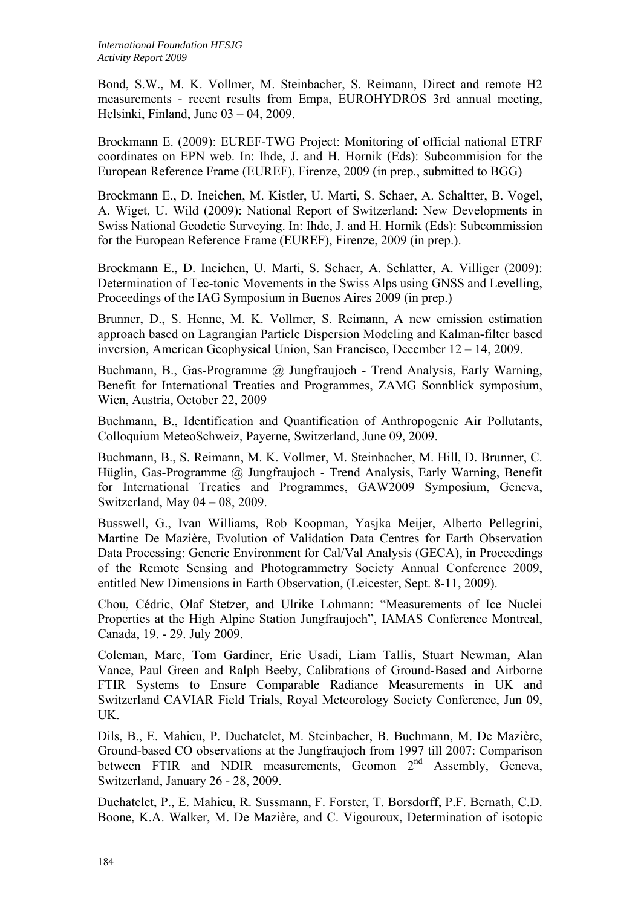Bond, S.W., M. K. Vollmer, M. Steinbacher, S. Reimann, Direct and remote H2 measurements - recent results from Empa, EUROHYDROS 3rd annual meeting, Helsinki, Finland, June 03 – 04, 2009.

Brockmann E. (2009): EUREF-TWG Project: Monitoring of official national ETRF coordinates on EPN web. In: Ihde, J. and H. Hornik (Eds): Subcommision for the European Reference Frame (EUREF), Firenze, 2009 (in prep., submitted to BGG)

Brockmann E., D. Ineichen, M. Kistler, U. Marti, S. Schaer, A. Schaltter, B. Vogel, A. Wiget, U. Wild (2009): National Report of Switzerland: New Developments in Swiss National Geodetic Surveying. In: Ihde, J. and H. Hornik (Eds): Subcommission for the European Reference Frame (EUREF), Firenze, 2009 (in prep.).

Brockmann E., D. Ineichen, U. Marti, S. Schaer, A. Schlatter, A. Villiger (2009): Determination of Tec-tonic Movements in the Swiss Alps using GNSS and Levelling, Proceedings of the IAG Symposium in Buenos Aires 2009 (in prep.)

Brunner, D., S. Henne, M. K. Vollmer, S. Reimann, A new emission estimation approach based on Lagrangian Particle Dispersion Modeling and Kalman-filter based inversion, American Geophysical Union, San Francisco, December 12 – 14, 2009.

Buchmann, B., Gas-Programme @ Jungfraujoch - Trend Analysis, Early Warning, Benefit for International Treaties and Programmes, ZAMG Sonnblick symposium, Wien, Austria, October 22, 2009

Buchmann, B., Identification and Quantification of Anthropogenic Air Pollutants, Colloquium MeteoSchweiz, Payerne, Switzerland, June 09, 2009.

Buchmann, B., S. Reimann, M. K. Vollmer, M. Steinbacher, M. Hill, D. Brunner, C. Hüglin, Gas-Programme @ Jungfraujoch - Trend Analysis, Early Warning, Benefit for International Treaties and Programmes, GAW2009 Symposium, Geneva, Switzerland, May 04 – 08, 2009.

Busswell, G., Ivan Williams, Rob Koopman, Yasjka Meijer, Alberto Pellegrini, Martine De Mazière, Evolution of Validation Data Centres for Earth Observation Data Processing: Generic Environment for Cal/Val Analysis (GECA), in Proceedings of the Remote Sensing and Photogrammetry Society Annual Conference 2009, entitled New Dimensions in Earth Observation, (Leicester, Sept. 8-11, 2009).

Chou, Cédric, Olaf Stetzer, and Ulrike Lohmann: "Measurements of Ice Nuclei Properties at the High Alpine Station Jungfraujoch", IAMAS Conference Montreal, Canada, 19. - 29. July 2009.

Coleman, Marc, Tom Gardiner, Eric Usadi, Liam Tallis, Stuart Newman, Alan Vance, Paul Green and Ralph Beeby, Calibrations of Ground-Based and Airborne FTIR Systems to Ensure Comparable Radiance Measurements in UK and Switzerland CAVIAR Field Trials, Royal Meteorology Society Conference, Jun 09, UK.

Dils, B., E. Mahieu, P. Duchatelet, M. Steinbacher, B. Buchmann, M. De Mazière, Ground-based CO observations at the Jungfraujoch from 1997 till 2007: Comparison between FTIR and NDIR measurements, Geomon 2nd Assembly, Geneva, Switzerland, January 26 - 28, 2009.

Duchatelet, P., E. Mahieu, R. Sussmann, F. Forster, T. Borsdorff, P.F. Bernath, C.D. Boone, K.A. Walker, M. De Mazière, and C. Vigouroux, Determination of isotopic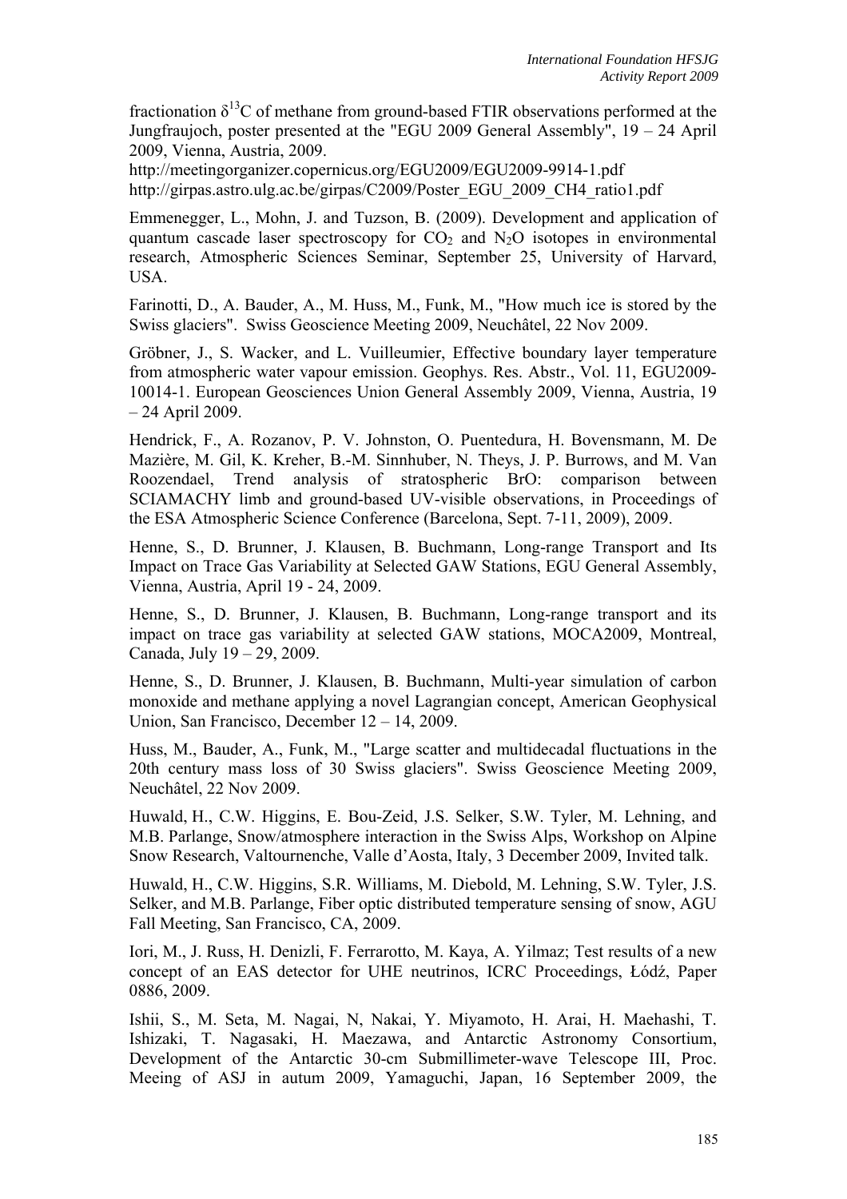fractionation $\delta^{13}C$ of methane from ground-based FTIR observations performed at the Jungfraujoch, poster presented at the "EGU 2009 General Assembly", 19 – 24 April 2009, Vienna, Austria, 2009.
http://meetingorganizer.copernicus.org/EGU2009/EGU2009-9914-1.pdf
http://girpas.astro.ulg.ac.be/girpas/C2009/Poster_EGU_2009_CH4_ratio1.pdf

Emmenegger, L., Mohn, J. and Tuzson, B. (2009). Development and application of quantum cascade laser spectroscopy for $CO_2$ and $N_2O$ isotopes in environmental research, Atmospheric Sciences Seminar, September 25, University of Harvard, USA.

Farinotti, D., A. Bauder, A., M. Huss, M., Funk, M., "How much ice is stored by the Swiss glaciers". Swiss Geoscience Meeting 2009, Neuchâtel, 22 Nov 2009.

Gröbner, J., S. Wacker, and L. Vuilleumier, Effective boundary layer temperature from atmospheric water vapour emission. Geophys. Res. Abstr., Vol. 11, EGU2009-10014-1. European Geosciences Union General Assembly 2009, Vienna, Austria, 19 – 24 April 2009.

Hendrick, F., A. Rozanov, P. V. Johnston, O. Puentedura, H. Bovensmann, M. De Mazière, M. Gil, K. Kreher, B.-M. Sinnhuber, N. Theys, J. P. Burrows, and M. Van Roozendael, Trend analysis of stratospheric BrO: comparison between SCIAMACHY limb and ground-based UV-visible observations, in Proceedings of the ESA Atmospheric Science Conference (Barcelona, Sept. 7-11, 2009), 2009.

Henne, S., D. Brunner, J. Klausen, B. Buchmann, Long-range Transport and Its Impact on Trace Gas Variability at Selected GAW Stations, EGU General Assembly, Vienna, Austria, April 19 - 24, 2009.

Henne, S., D. Brunner, J. Klausen, B. Buchmann, Long-range transport and its impact on trace gas variability at selected GAW stations, MOCA2009, Montreal, Canada, July 19 – 29, 2009.

Henne, S., D. Brunner, J. Klausen, B. Buchmann, Multi-year simulation of carbon monoxide and methane applying a novel Lagrangian concept, American Geophysical Union, San Francisco, December 12 – 14, 2009.

Huss, M., Bauder, A., Funk, M., "Large scatter and multidecadal fluctuations in the 20th century mass loss of 30 Swiss glaciers". Swiss Geoscience Meeting 2009, Neuchâtel, 22 Nov 2009.

Huwald, H., C.W. Higgins, E. Bou-Zeid, J.S. Selker, S.W. Tyler, M. Lehning, and M.B. Parlange, Snow/atmosphere interaction in the Swiss Alps, Workshop on Alpine Snow Research, Valtournenche, Valle d'Aosta, Italy, 3 December 2009, Invited talk.

Huwald, H., C.W. Higgins, S.R. Williams, M. Diebold, M. Lehning, S.W. Tyler, J.S. Selker, and M.B. Parlange, Fiber optic distributed temperature sensing of snow, AGU Fall Meeting, San Francisco, CA, 2009.

Iori, M., J. Russ, H. Denizli, F. Ferrarotto, M. Kaya, A. Yilmaz; Test results of a new concept of an EAS detector for UHE neutrinos, ICRC Proceedings, Łódź, Paper 0886, 2009.

Ishii, S., M. Seta, M. Nagai, N, Nakai, Y. Miyamoto, H. Arai, H. Maehashi, T. Ishizaki, T. Nagasaki, H. Maezawa, and Antarctic Astronomy Consortium, Development of the Antarctic 30-cm Submillimeter-wave Telescope III, Proc. Meeing of ASJ in autum 2009, Yamaguchi, Japan, 16 September 2009, the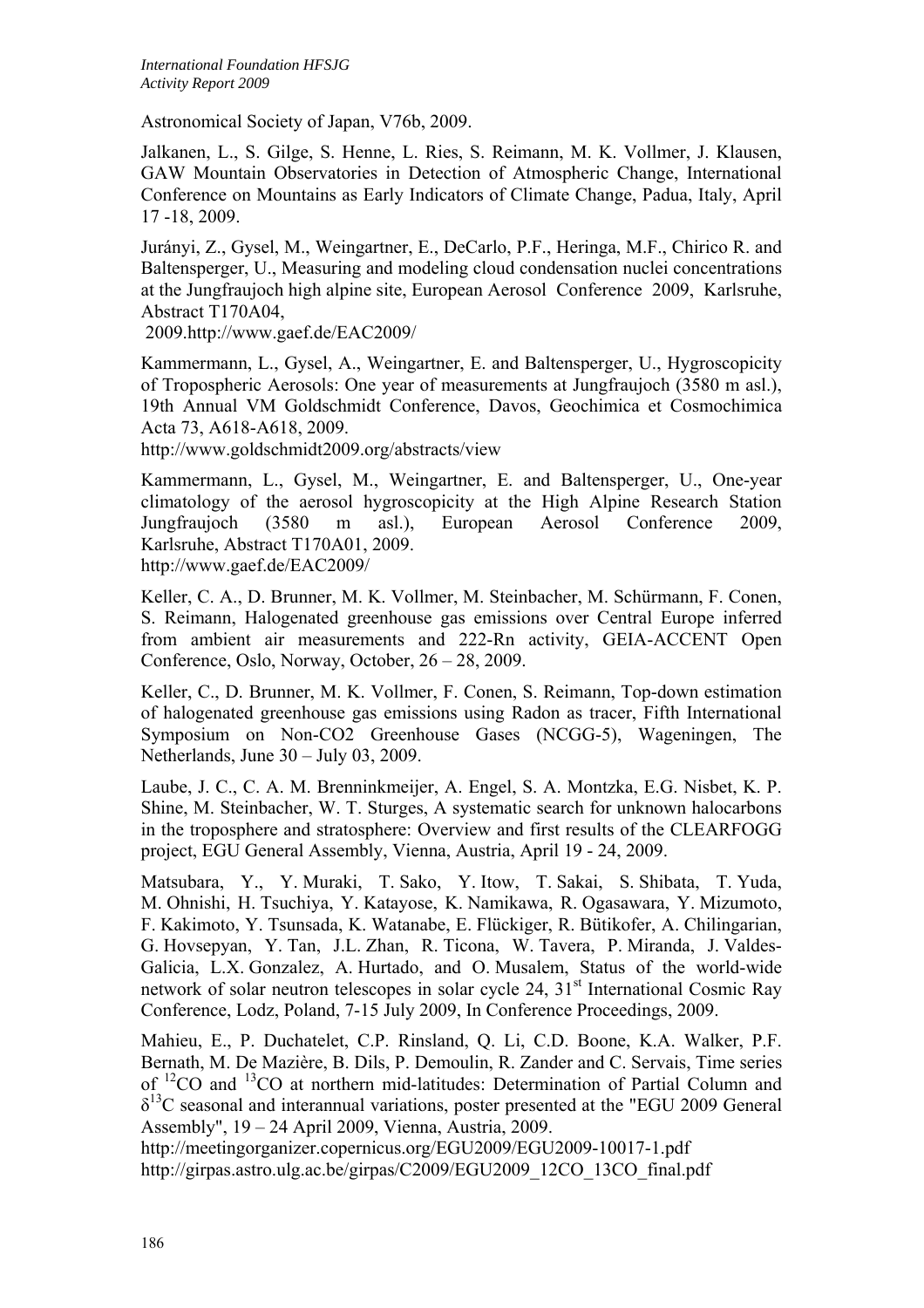Astronomical Society of Japan, V76b, 2009.

Jalkanen, L., S. Gilge, S. Henne, L. Ries, S. Reimann, M. K. Vollmer, J. Klausen, GAW Mountain Observatories in Detection of Atmospheric Change, International Conference on Mountains as Early Indicators of Climate Change, Padua, Italy, April 17 -18, 2009.

Jurányi, Z., Gysel, M., Weingartner, E., DeCarlo, P.F., Heringa, M.F., Chirico R. and Baltensperger, U., Measuring and modeling cloud condensation nuclei concentrations at the Jungfraujoch high alpine site, European Aerosol Conference 2009, Karlsruhe, Abstract T170A04, 2009.http://www.gaef.de/EAC2009/

Kammermann, L., Gysel, A., Weingartner, E. and Baltensperger, U., Hygroscopicity of Tropospheric Aerosols: One year of measurements at Jungfraujoch (3580 m asl.), 19th Annual VM Goldschmidt Conference, Davos, Geochimica et Cosmochimica Acta 73, A618-A618, 2009.
http://www.goldschmidt2009.org/abstracts/view

Kammermann, L., Gysel, M., Weingartner, E. and Baltensperger, U., One-year climatology of the aerosol hygroscopicity at the High Alpine Research Station Jungfraujoch (3580 m asl.), European Aerosol Conference 2009, Karlsruhe, Abstract T170A01, 2009.
http://www.gaef.de/EAC2009/

Keller, C. A., D. Brunner, M. K. Vollmer, M. Steinbacher, M. Schürmann, F. Conen, S. Reimann, Halogenated greenhouse gas emissions over Central Europe inferred from ambient air measurements and 222-Rn activity, GEIA-ACCENT Open Conference, Oslo, Norway, October, 26 – 28, 2009.

Keller, C., D. Brunner, M. K. Vollmer, F. Conen, S. Reimann, Top-down estimation of halogenated greenhouse gas emissions using Radon as tracer, Fifth International Symposium on Non-CO2 Greenhouse Gases (NCGG-5), Wageningen, The Netherlands, June 30 – July 03, 2009.

Laube, J. C., C. A. M. Brenninkmeijer, A. Engel, S. A. Montzka, E.G. Nisbet, K. P. Shine, M. Steinbacher, W. T. Sturges, A systematic search for unknown halocarbons in the troposphere and stratosphere: Overview and first results of the CLEARFOGG project, EGU General Assembly, Vienna, Austria, April 19 - 24, 2009.

Matsubara, Y., Y. Muraki, T. Sako, Y. Itow, T. Sakai, S. Shibata, T. Yuda, M. Ohnishi, H. Tsuchiya, Y. Katayose, K. Namikawa, R. Ogasawara, Y. Mizumoto, F. Kakimoto, Y. Tsunsada, K. Watanabe, E. Flückiger, R. Bütikofer, A. Chilingarian, G. Hovsepyan, Y. Tan, J.L. Zhan, R. Ticona, W. Tavera, P. Miranda, J. Valdes-Galicia, L.X. Gonzalez, A. Hurtado, and O. Musalem, Status of the world-wide network of solar neutron telescopes in solar cycle 24, 31st International Cosmic Ray Conference, Lodz, Poland, 7-15 July 2009, In Conference Proceedings, 2009.

Mahieu, E., P. Duchatelet, C.P. Rinsland, Q. Li, C.D. Boone, K.A. Walker, P.F. Bernath, M. De Mazière, B. Dils, P. Demoulin, R. Zander and C. Servais, Time series of $^{12}CO$ and $^{13}CO$ at northern mid-latitudes: Determination of Partial Column and $\delta^{13}C$ seasonal and interannual variations, poster presented at the "EGU 2009 General Assembly", 19 – 24 April 2009, Vienna, Austria, 2009.
http://meetingorganizer.copernicus.org/EGU2009/EGU2009-10017-1.pdf
http://girpas.astro.ulg.ac.be/girpas/C2009/EGU2009_12CO_13CO_final.pdf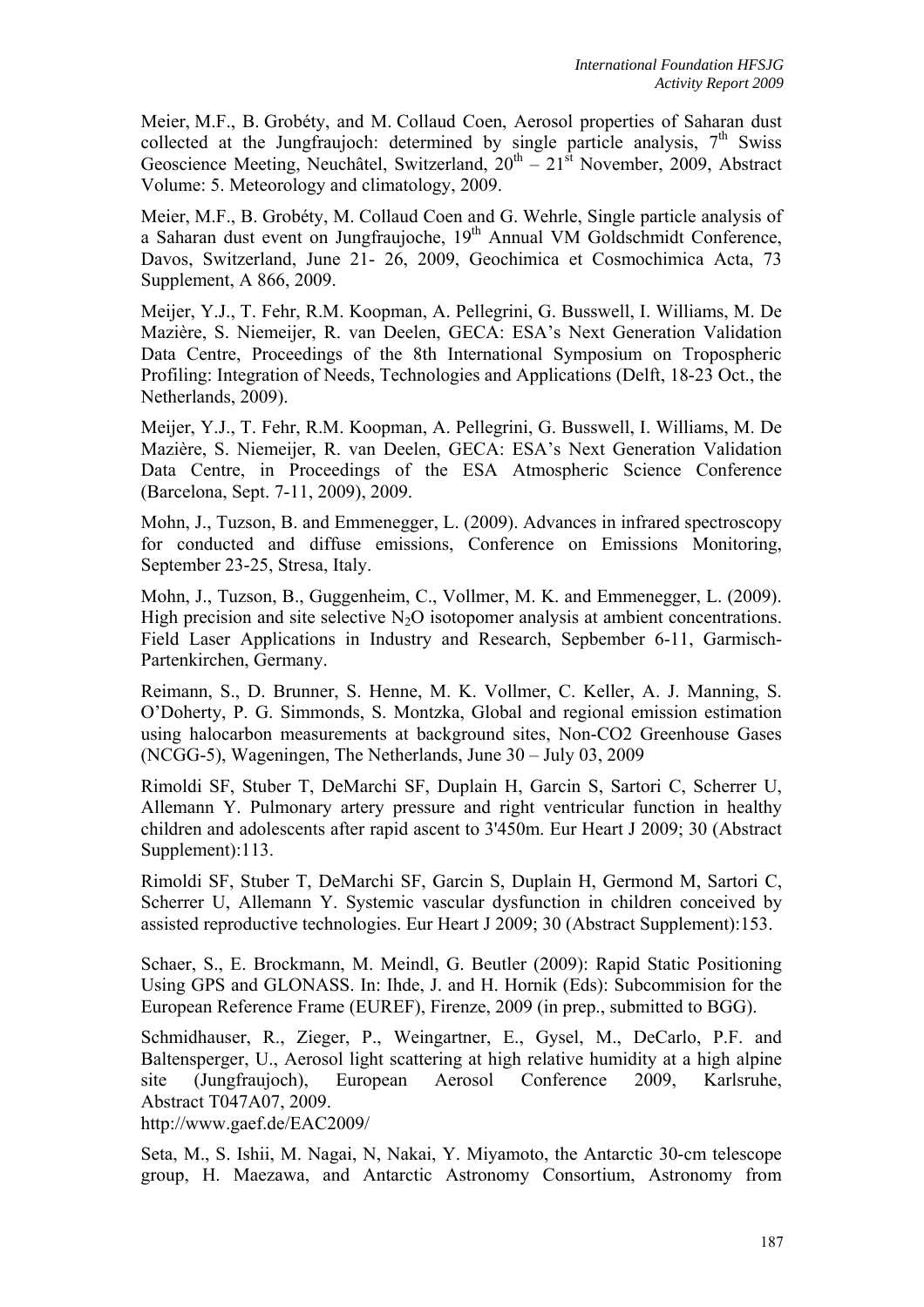Meier, M.F., B. Grobéty, and M. Collaud Coen, Aerosol properties of Saharan dust collected at the Jungfraujoch: determined by single particle analysis, 7th Swiss Geoscience Meeting, Neuchâtel, Switzerland, 20th – 21st November, 2009, Abstract Volume: 5. Meteorology and climatology, 2009.

Meier, M.F., B. Grobéty, M. Collaud Coen and G. Wehrle, Single particle analysis of a Saharan dust event on Jungfraujoche, 19th Annual VM Goldschmidt Conference, Davos, Switzerland, June 21- 26, 2009, Geochimica et Cosmochimica Acta, 73 Supplement, A 866, 2009.

Meijer, Y.J., T. Fehr, R.M. Koopman, A. Pellegrini, G. Busswell, I. Williams, M. De Mazière, S. Niemeijer, R. van Deelen, GECA: ESA's Next Generation Validation Data Centre, Proceedings of the 8th International Symposium on Tropospheric Profiling: Integration of Needs, Technologies and Applications (Delft, 18-23 Oct., the Netherlands, 2009).

Meijer, Y.J., T. Fehr, R.M. Koopman, A. Pellegrini, G. Busswell, I. Williams, M. De Mazière, S. Niemeijer, R. van Deelen, GECA: ESA's Next Generation Validation Data Centre, in Proceedings of the ESA Atmospheric Science Conference (Barcelona, Sept. 7-11, 2009), 2009.

Mohn, J., Tuzson, B. and Emmenegger, L. (2009). Advances in infrared spectroscopy for conducted and diffuse emissions, Conference on Emissions Monitoring, September 23-25, Stresa, Italy.

Mohn, J., Tuzson, B., Guggenheim, C., Vollmer, M. K. and Emmenegger, L. (2009). High precision and site selective $N_2O$ isotopomer analysis at ambient concentrations. Field Laser Applications in Industry and Research, Sepbember 6-11, Garmisch-Partenkirchen, Germany.

Reimann, S., D. Brunner, S. Henne, M. K. Vollmer, C. Keller, A. J. Manning, S. O'Doherty, P. G. Simmonds, S. Montzka, Global and regional emission estimation using halocarbon measurements at background sites, Non-CO2 Greenhouse Gases (NCGG-5), Wageningen, The Netherlands, June 30 – July 03, 2009

Rimoldi SF, Stuber T, DeMarchi SF, Duplain H, Garcin S, Sartori C, Scherrer U, Allemann Y. Pulmonary artery pressure and right ventricular function in healthy children and adolescents after rapid ascent to 3'450m. Eur Heart J 2009; 30 (Abstract Supplement):113.

Rimoldi SF, Stuber T, DeMarchi SF, Garcin S, Duplain H, Germond M, Sartori C, Scherrer U, Allemann Y. Systemic vascular dysfunction in children conceived by assisted reproductive technologies. Eur Heart J 2009; 30 (Abstract Supplement):153.

Schaer, S., E. Brockmann, M. Meindl, G. Beutler (2009): Rapid Static Positioning Using GPS and GLONASS. In: Ihde, J. and H. Hornik (Eds): Subcommision for the European Reference Frame (EUREF), Firenze, 2009 (in prep., submitted to BGG).

Schmidhauser, R., Zieger, P., Weingartner, E., Gysel, M., DeCarlo, P.F. and Baltensperger, U., Aerosol light scattering at high relative humidity at a high alpine site (Jungfraujoch), European Aerosol Conference 2009, Karlsruhe, Abstract T047A07, 2009.
http://www.gaef.de/EAC2009/

Seta, M., S. Ishii, M. Nagai, N, Nakai, Y. Miyamoto, the Antarctic 30-cm telescope group, H. Maezawa, and Antarctic Astronomy Consortium, Astronomy from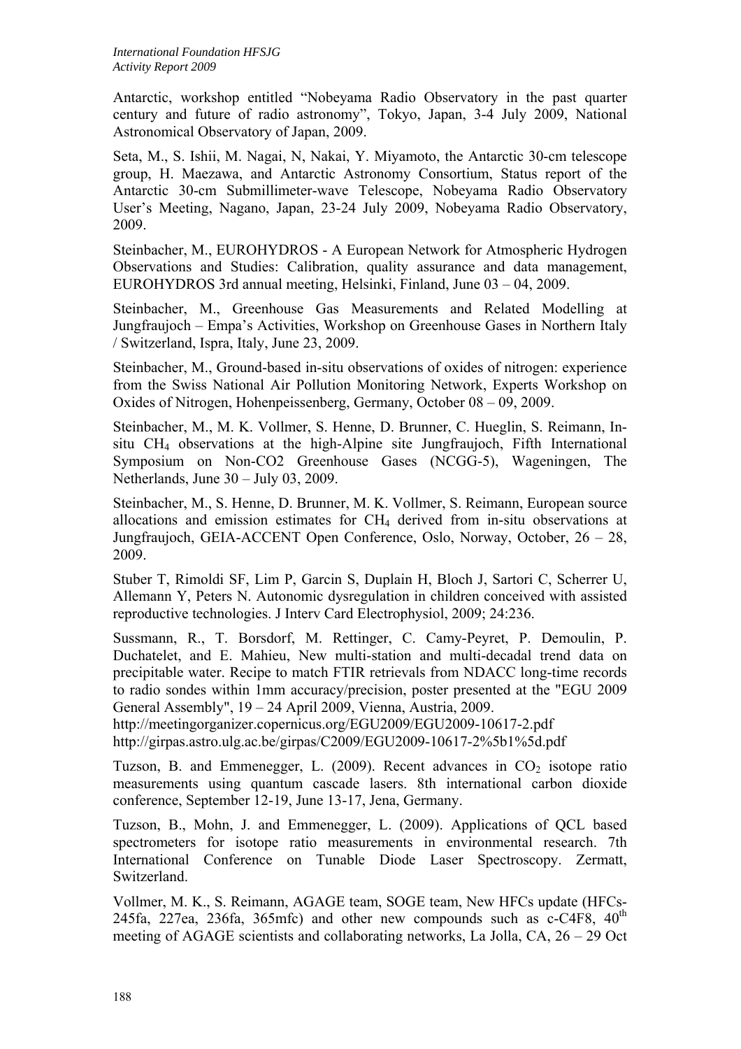Antarctic, workshop entitled "Nobeyama Radio Observatory in the past quarter century and future of radio astronomy", Tokyo, Japan, 3-4 July 2009, National Astronomical Observatory of Japan, 2009.

Seta, M., S. Ishii, M. Nagai, N, Nakai, Y. Miyamoto, the Antarctic 30-cm telescope group, H. Maezawa, and Antarctic Astronomy Consortium, Status report of the Antarctic 30-cm Submillimeter-wave Telescope, Nobeyama Radio Observatory User's Meeting, Nagano, Japan, 23-24 July 2009, Nobeyama Radio Observatory, 2009.

Steinbacher, M., EUROHYDROS - A European Network for Atmospheric Hydrogen Observations and Studies: Calibration, quality assurance and data management, EUROHYDROS 3rd annual meeting, Helsinki, Finland, June 03 – 04, 2009.

Steinbacher, M., Greenhouse Gas Measurements and Related Modelling at Jungfraujoch – Empa's Activities, Workshop on Greenhouse Gases in Northern Italy / Switzerland, Ispra, Italy, June 23, 2009.

Steinbacher, M., Ground-based in-situ observations of oxides of nitrogen: experience from the Swiss National Air Pollution Monitoring Network, Experts Workshop on Oxides of Nitrogen, Hohenpeissenberg, Germany, October 08 – 09, 2009.

Steinbacher, M., M. K. Vollmer, S. Henne, D. Brunner, C. Hueglin, S. Reimann, In-situ $CH_4$ observations at the high-Alpine site Jungfraujoch, Fifth International Symposium on Non-CO2 Greenhouse Gases (NCGG-5), Wageningen, The Netherlands, June 30 – July 03, 2009.

Steinbacher, M., S. Henne, D. Brunner, M. K. Vollmer, S. Reimann, European source allocations and emission estimates for $CH_4$ derived from in-situ observations at Jungfraujoch, GEIA-ACCENT Open Conference, Oslo, Norway, October, 26 – 28, 2009.

Stuber T, Rimoldi SF, Lim P, Garcin S, Duplain H, Bloch J, Sartori C, Scherrer U, Allemann Y, Peters N. Autonomic dysregulation in children conceived with assisted reproductive technologies. J Interv Card Electrophysiol, 2009; 24:236.

Sussmann, R., T. Borsdorf, M. Rettinger, C. Camy-Peyret, P. Demoulin, P. Duchatelet, and E. Mahieu, New multi-station and multi-decadal trend data on precipitable water. Recipe to match FTIR retrievals from NDACC long-time records to radio sondes within 1mm accuracy/precision, poster presented at the "EGU 2009 General Assembly", 19 – 24 April 2009, Vienna, Austria, 2009.
http://meetingorganizer.copernicus.org/EGU2009/EGU2009-10617-2.pdf
http://girpas.astro.ulg.ac.be/girpas/C2009/EGU2009-10617-2%5b1%5d.pdf

Tuzson, B. and Emmenegger, L. (2009). Recent advances in $CO_2$ isotope ratio measurements using quantum cascade lasers. 8th international carbon dioxide conference, September 12-19, June 13-17, Jena, Germany.

Tuzson, B., Mohn, J. and Emmenegger, L. (2009). Applications of QCL based spectrometers for isotope ratio measurements in environmental research. 7th International Conference on Tunable Diode Laser Spectroscopy. Zermatt, Switzerland.

Vollmer, M. K., S. Reimann, AGAGE team, SOGE team, New HFCs update (HFCs-245fa, 227ea, 236fa, 365mfc) and other new compounds such as c-C4F8, 40th meeting of AGAGE scientists and collaborating networks, La Jolla, CA, 26 – 29 Oct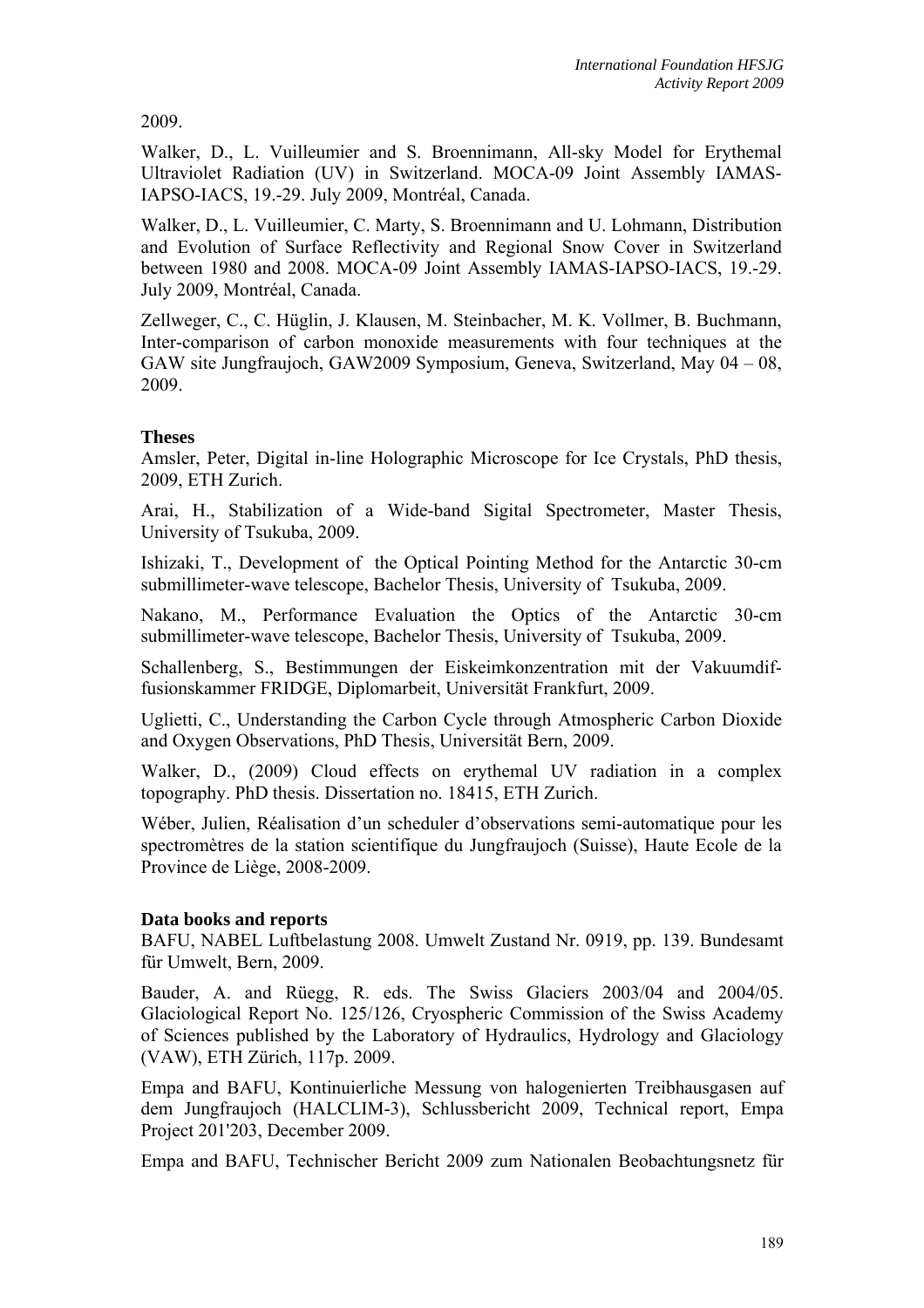2009.

Walker, D., L. Vuilleumier and S. Broennimann, All-sky Model for Erythemal Ultraviolet Radiation (UV) in Switzerland. MOCA-09 Joint Assembly IAMAS-IAPSO-IACS, 19.-29. July 2009, Montréal, Canada.

Walker, D., L. Vuilleumier, C. Marty, S. Broennimann and U. Lohmann, Distribution and Evolution of Surface Reflectivity and Regional Snow Cover in Switzerland between 1980 and 2008. MOCA-09 Joint Assembly IAMAS-IAPSO-IACS, 19.-29. July 2009, Montréal, Canada.

Zellweger, C., C. Hüglin, J. Klausen, M. Steinbacher, M. K. Vollmer, B. Buchmann, Inter-comparison of carbon monoxide measurements with four techniques at the GAW site Jungfraujoch, GAW2009 Symposium, Geneva, Switzerland, May 04 – 08, 2009.

**Theses**

Amsler, Peter, Digital in-line Holographic Microscope for Ice Crystals, PhD thesis, 2009, ETH Zurich.

Arai, H., Stabilization of a Wide-band Sigital Spectrometer, Master Thesis, University of Tsukuba, 2009.

Ishizaki, T., Development of the Optical Pointing Method for the Antarctic 30-cm submillimeter-wave telescope, Bachelor Thesis, University of Tsukuba, 2009.

Nakano, M., Performance Evaluation the Optics of the Antarctic 30-cm submillimeter-wave telescope, Bachelor Thesis, University of Tsukuba, 2009.

Schallenberg, S., Bestimmungen der Eiskeimkonzentration mit der Vakuumdiffusionskammer FRIDGE, Diplomarbeit, Universität Frankfurt, 2009.

Uglietti, C., Understanding the Carbon Cycle through Atmospheric Carbon Dioxide and Oxygen Observations, PhD Thesis, Universität Bern, 2009.

Walker, D., (2009) Cloud effects on erythemal UV radiation in a complex topography. PhD thesis. Dissertation no. 18415, ETH Zurich.

Wéber, Julien, Réalisation d'un scheduler d'observations semi-automatique pour les spectromètres de la station scientifique du Jungfraujoch (Suisse), Haute Ecole de la Province de Liège, 2008-2009.

**Data books and reports**

BAFU, NABEL Luftbelastung 2008. Umwelt Zustand Nr. 0919, pp. 139. Bundesamt für Umwelt, Bern, 2009.

Bauder, A. and Rüegg, R. eds. The Swiss Glaciers 2003/04 and 2004/05. Glaciological Report No. 125/126, Cryospheric Commission of the Swiss Academy of Sciences published by the Laboratory of Hydraulics, Hydrology and Glaciology (VAW), ETH Zürich, 117p. 2009.

Empa and BAFU, Kontinuierliche Messung von halogenierten Treibhausgasen auf dem Jungfraujoch (HALCLIM-3), Schlussbericht 2009, Technical report, Empa Project 201'203, December 2009.

Empa and BAFU, Technischer Bericht 2009 zum Nationalen Beobachtungsnetz für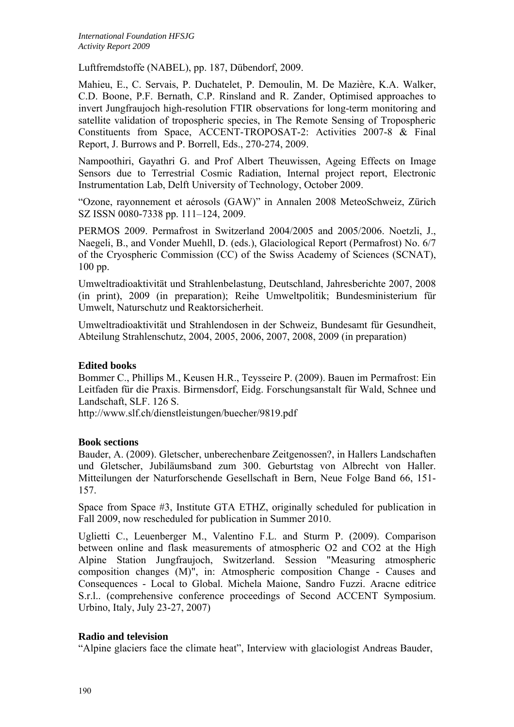Luftfremdstoffe (NABEL), pp. 187, Dübendorf, 2009.

Mahieu, E., C. Servais, P. Duchatelet, P. Demoulin, M. De Mazière, K.A. Walker, C.D. Boone, P.F. Bernath, C.P. Rinsland and R. Zander, Optimised approaches to invert Jungfraujoch high-resolution FTIR observations for long-term monitoring and satellite validation of tropospheric species, in The Remote Sensing of Tropospheric Constituents from Space, ACCENT-TROPOSAT-2: Activities 2007-8 & Final Report, J. Burrows and P. Borrell, Eds., 270-274, 2009.

Nampoothiri, Gayathri G. and Prof Albert Theuwissen, Ageing Effects on Image Sensors due to Terrestrial Cosmic Radiation, Internal project report, Electronic Instrumentation Lab, Delft University of Technology, October 2009.

"Ozone, rayonnement et aérosols (GAW)" in Annalen 2008 MeteoSchweiz, Zürich SZ ISSN 0080-7338 pp. 111–124, 2009.

PERMOS 2009. Permafrost in Switzerland 2004/2005 and 2005/2006. Noetzli, J., Naegeli, B., and Vonder Muehll, D. (eds.), Glaciological Report (Permafrost) No. 6/7 of the Cryospheric Commission (CC) of the Swiss Academy of Sciences (SCNAT), 100 pp.

Umweltradioaktivität und Strahlenbelastung, Deutschland, Jahresberichte 2007, 2008 (in print), 2009 (in preparation); Reihe Umweltpolitik; Bundesministerium für Umwelt, Naturschutz und Reaktorsicherheit.

Umweltradioaktivität und Strahlendosen in der Schweiz, Bundesamt für Gesundheit, Abteilung Strahlenschutz, 2004, 2005, 2006, 2007, 2008, 2009 (in preparation)

**Edited books**

Bommer C., Phillips M., Keusen H.R., Teysseire P. (2009). Bauen im Permafrost: Ein Leitfaden für die Praxis. Birmensdorf, Eidg. Forschungsanstalt für Wald, Schnee und Landschaft, SLF. 126 S.
http://www.slf.ch/dienstleistungen/buecher/9819.pdf

**Book sections**

Bauder, A. (2009). Gletscher, unberechenbare Zeitgenossen?, in Hallers Landschaften und Gletscher, Jubiläumsband zum 300. Geburtstag von Albrecht von Haller. Mitteilungen der Naturforschende Gesellschaft in Bern, Neue Folge Band 66, 151-157.

Space from Space #3, Institute GTA ETHZ, originally scheduled for publication in Fall 2009, now rescheduled for publication in Summer 2010.

Uglietti C., Leuenberger M., Valentino F.L. and Sturm P. (2009). Comparison between online and flask measurements of atmospheric O2 and CO2 at the High Alpine Station Jungfraujoch, Switzerland. Session "Measuring atmospheric composition changes (M)", in: Atmospheric composition Change - Causes and Consequences - Local to Global. Michela Maione, Sandro Fuzzi. Aracne editrice S.r.l.. (comprehensive conference proceedings of Second ACCENT Symposium. Urbino, Italy, July 23-27, 2007)

**Radio and television**

"Alpine glaciers face the climate heat", Interview with glaciologist Andreas Bauder,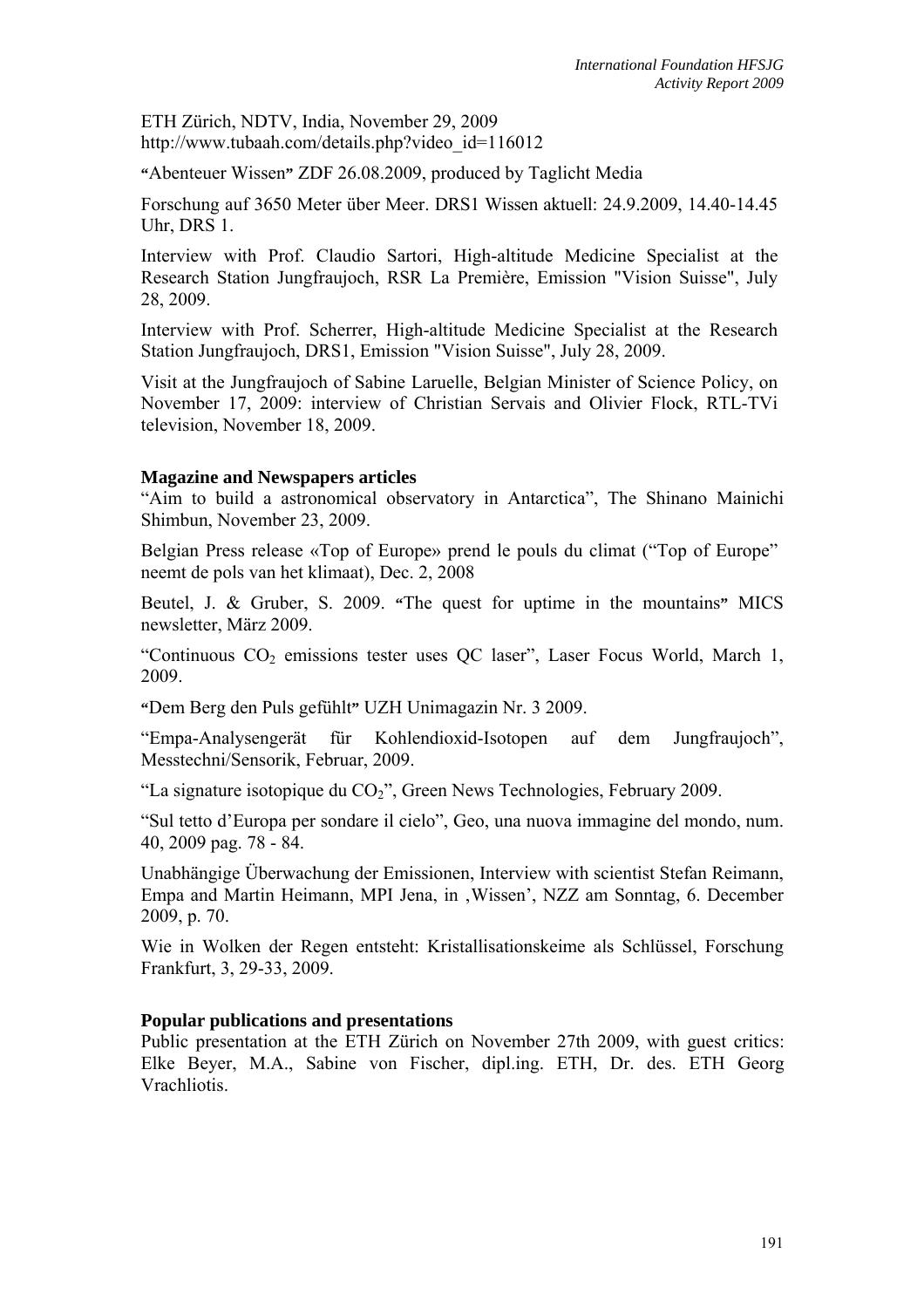ETH Zürich, NDTV, India, November 29, 2009
http://www.tubaah.com/details.php?video_id=116012

"Abenteuer Wissen" ZDF 26.08.2009, produced by Taglicht Media

Forschung auf 3650 Meter über Meer. DRS1 Wissen aktuell: 24.9.2009, 14.40-14.45 Uhr, DRS 1.

Interview with Prof. Claudio Sartori, High-altitude Medicine Specialist at the Research Station Jungfraujoch, RSR La Première, Emission "Vision Suisse", July 28, 2009.

Interview with Prof. Scherrer, High-altitude Medicine Specialist at the Research Station Jungfraujoch, DRS1, Emission "Vision Suisse", July 28, 2009.

Visit at the Jungfraujoch of Sabine Laruelle, Belgian Minister of Science Policy, on November 17, 2009: interview of Christian Servais and Olivier Flock, RTL-TVi television, November 18, 2009.

### Magazine and Newspapers articles

"Aim to build a astronomical observatory in Antarctica", The Shinano Mainichi Shimbun, November 23, 2009.

Belgian Press release «Top of Europe» prend le pouls du climat ("Top of Europe" neemt de pols van het klimaat), Dec. 2, 2008

Beutel, J. & Gruber, S. 2009. "The quest for uptime in the mountains" MICS newsletter, März 2009.

"Continuous $CO_2$ emissions tester uses QC laser", Laser Focus World, March 1, 2009.

"Dem Berg den Puls gefühlt" UZH Unimagazin Nr. 3 2009.

"Empa-Analysengerät für Kohlendioxid-Isotopen auf dem Jungfraujoch", Messtechni/Sensorik, Februar, 2009.

"La signature isotopique du $CO_2$", Green News Technologies, February 2009.

"Sul tetto d'Europa per sondare il cielo", Geo, una nuova immagine del mondo, num. 40, 2009 pag. 78 - 84.

Unabhängige Überwachung der Emissionen, Interview with scientist Stefan Reimann, Empa and Martin Heimann, MPI Jena, in ‚Wissen', NZZ am Sonntag, 6. December 2009, p. 70.

Wie in Wolken der Regen entsteht: Kristallisationskeime als Schlüssel, Forschung Frankfurt, 3, 29-33, 2009.

### Popular publications and presentations

Public presentation at the ETH Zürich on November 27th 2009, with guest critics: Elke Beyer, M.A., Sabine von Fischer, dipl.ing. ETH, Dr. des. ETH Georg Vrachliotis.